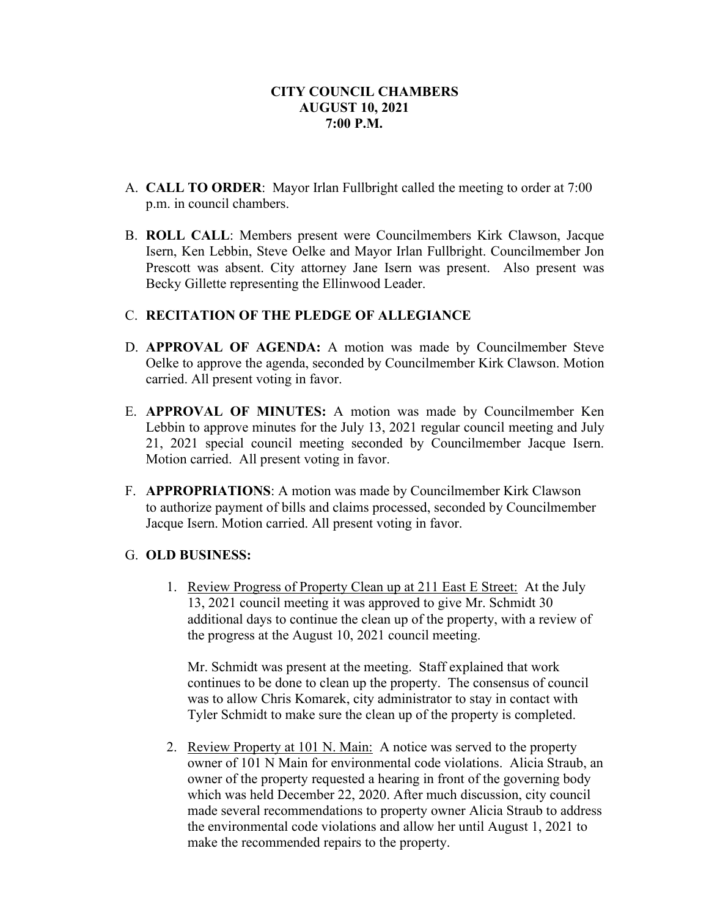**CITY COUNCIL CHAMBERS**
**AUGUST 10, 2021**
**7:00 P.M.**

A. **CALL TO ORDER**: Mayor Irlan Fullbright called the meeting to order at 7:00 p.m. in council chambers.

B. **ROLL CALL**: Members present were Councilmembers Kirk Clawson, Jacque Isern, Ken Lebbin, Steve Oelke and Mayor Irlan Fullbright. Councilmember Jon Prescott was absent. City attorney Jane Isern was present. Also present was Becky Gillette representing the Ellinwood Leader.

C. **RECITATION OF THE PLEDGE OF ALLEGIANCE**

D. **APPROVAL OF AGENDA:** A motion was made by Councilmember Steve Oelke to approve the agenda, seconded by Councilmember Kirk Clawson. Motion carried. All present voting in favor.

E. **APPROVAL OF MINUTES:** A motion was made by Councilmember Ken Lebbin to approve minutes for the July 13, 2021 regular council meeting and July 21, 2021 special council meeting seconded by Councilmember Jacque Isern. Motion carried. All present voting in favor.

F. **APPROPRIATIONS**: A motion was made by Councilmember Kirk Clawson to authorize payment of bills and claims processed, seconded by Councilmember Jacque Isern. Motion carried. All present voting in favor.

G. **OLD BUSINESS:**

1. Review Progress of Property Clean up at 211 East E Street: At the July 13, 2021 council meeting it was approved to give Mr. Schmidt 30 additional days to continue the clean up of the property, with a review of the progress at the August 10, 2021 council meeting.

   Mr. Schmidt was present at the meeting. Staff explained that work continues to be done to clean up the property. The consensus of council was to allow Chris Komarek, city administrator to stay in contact with Tyler Schmidt to make sure the clean up of the property is completed.

2. Review Property at 101 N. Main: A notice was served to the property owner of 101 N Main for environmental code violations. Alicia Straub, an owner of the property requested a hearing in front of the governing body which was held December 22, 2020. After much discussion, city council made several recommendations to property owner Alicia Straub to address the environmental code violations and allow her until August 1, 2021 to make the recommended repairs to the property.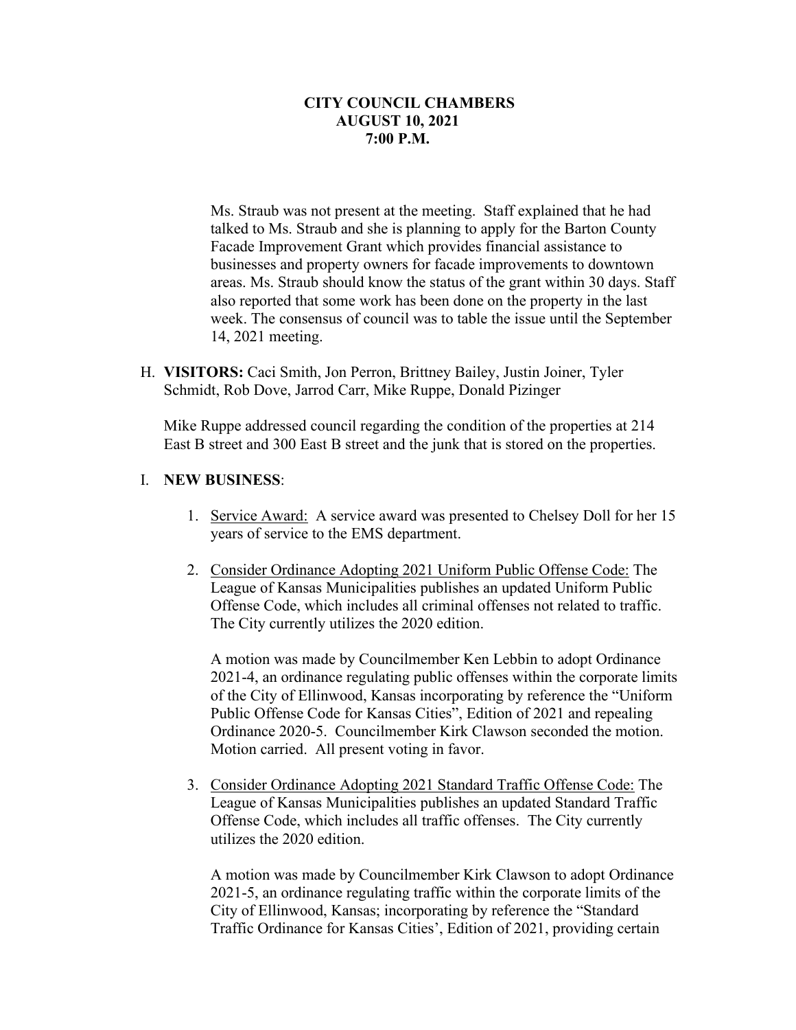Ms. Straub was not present at the meeting. Staff explained that he had talked to Ms. Straub and she is planning to apply for the Barton County Facade Improvement Grant which provides financial assistance to businesses and property owners for facade improvements to downtown areas. Ms. Straub should know the status of the grant within 30 days. Staff also reported that some work has been done on the property in the last week. The consensus of council was to table the issue until the September 14, 2021 meeting.

H. **VISITORS:** Caci Smith, Jon Perron, Brittney Bailey, Justin Joiner, Tyler Schmidt, Rob Dove, Jarrod Carr, Mike Ruppe, Donald Pizinger

Mike Ruppe addressed council regarding the condition of the properties at 214 East B street and 300 East B street and the junk that is stored on the properties.

I. **NEW BUSINESS**:

1. Service Award: A service award was presented to Chelsey Doll for her 15 years of service to the EMS department.

2. Consider Ordinance Adopting 2021 Uniform Public Offense Code: The League of Kansas Municipalities publishes an updated Uniform Public Offense Code, which includes all criminal offenses not related to traffic. The City currently utilizes the 2020 edition.

   A motion was made by Councilmember Ken Lebbin to adopt Ordinance 2021-4, an ordinance regulating public offenses within the corporate limits of the City of Ellinwood, Kansas incorporating by reference the "Uniform Public Offense Code for Kansas Cities", Edition of 2021 and repealing Ordinance 2020-5. Councilmember Kirk Clawson seconded the motion. Motion carried. All present voting in favor.

3. Consider Ordinance Adopting 2021 Standard Traffic Offense Code: The League of Kansas Municipalities publishes an updated Standard Traffic Offense Code, which includes all traffic offenses. The City currently utilizes the 2020 edition.

   A motion was made by Councilmember Kirk Clawson to adopt Ordinance 2021-5, an ordinance regulating traffic within the corporate limits of the City of Ellinwood, Kansas; incorporating by reference the "Standard Traffic Ordinance for Kansas Cities', Edition of 2021, providing certain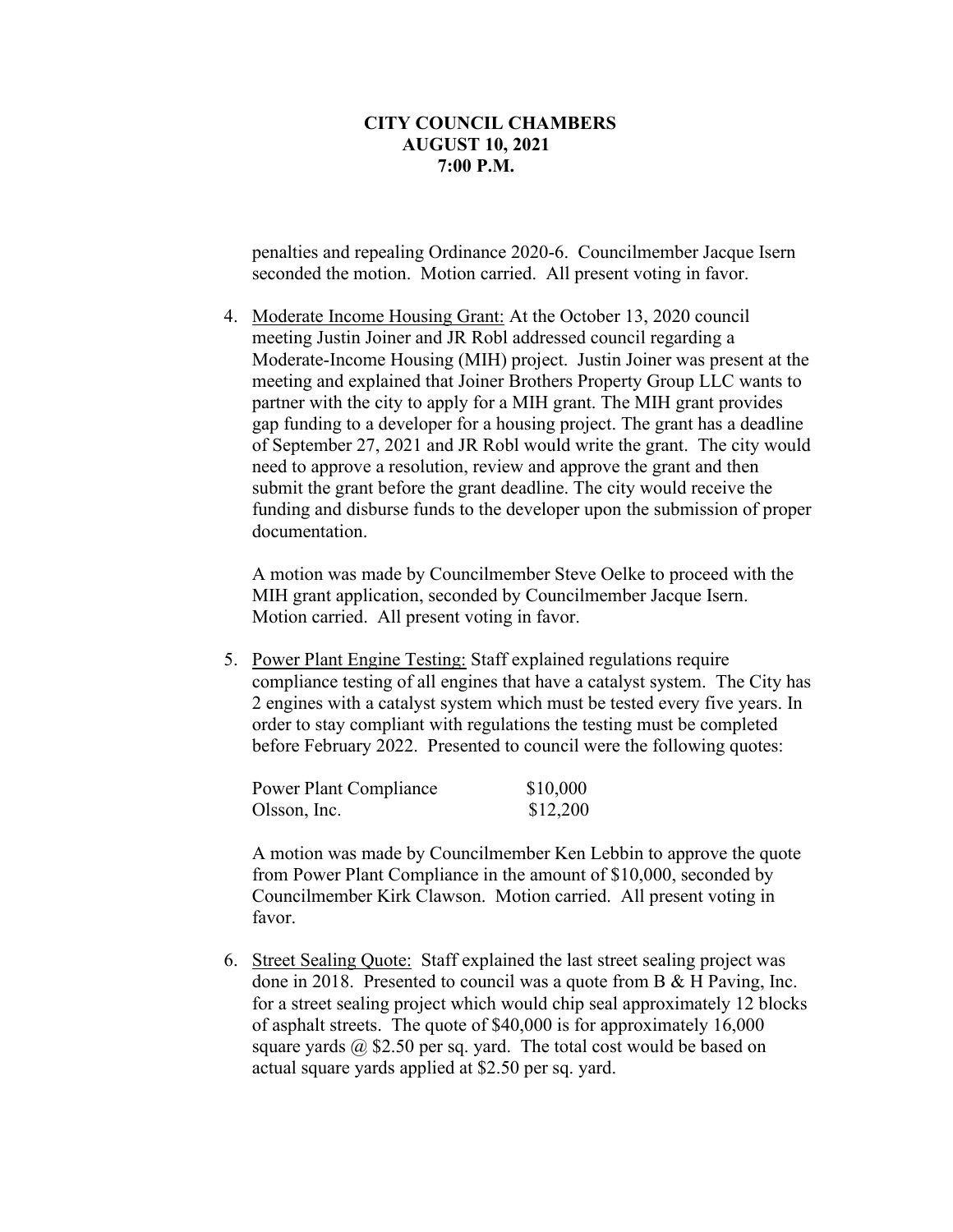penalties and repealing Ordinance 2020-6. Councilmember Jacque Isern seconded the motion. Motion carried. All present voting in favor.

4. Moderate Income Housing Grant: At the October 13, 2020 council meeting Justin Joiner and JR Robl addressed council regarding a Moderate-Income Housing (MIH) project. Justin Joiner was present at the meeting and explained that Joiner Brothers Property Group LLC wants to partner with the city to apply for a MIH grant. The MIH grant provides gap funding to a developer for a housing project. The grant has a deadline of September 27, 2021 and JR Robl would write the grant. The city would need to approve a resolution, review and approve the grant and then submit the grant before the grant deadline. The city would receive the funding and disburse funds to the developer upon the submission of proper documentation.

   A motion was made by Councilmember Steve Oelke to proceed with the MIH grant application, seconded by Councilmember Jacque Isern. Motion carried. All present voting in favor.

5. Power Plant Engine Testing: Staff explained regulations require compliance testing of all engines that have a catalyst system. The City has 2 engines with a catalyst system which must be tested every five years. In order to stay compliant with regulations the testing must be completed before February 2022. Presented to council were the following quotes:

   | | |
   |---|---|
   | Power Plant Compliance | $10,000 |
   | Olsson, Inc. | $12,200 |

   A motion was made by Councilmember Ken Lebbin to approve the quote from Power Plant Compliance in the amount of $10,000, seconded by Councilmember Kirk Clawson. Motion carried. All present voting in favor.

6. Street Sealing Quote: Staff explained the last street sealing project was done in 2018. Presented to council was a quote from B & H Paving, Inc. for a street sealing project which would chip seal approximately 12 blocks of asphalt streets. The quote of $40,000 is for approximately 16,000 square yards @ $2.50 per sq. yard. The total cost would be based on actual square yards applied at $2.50 per sq. yard.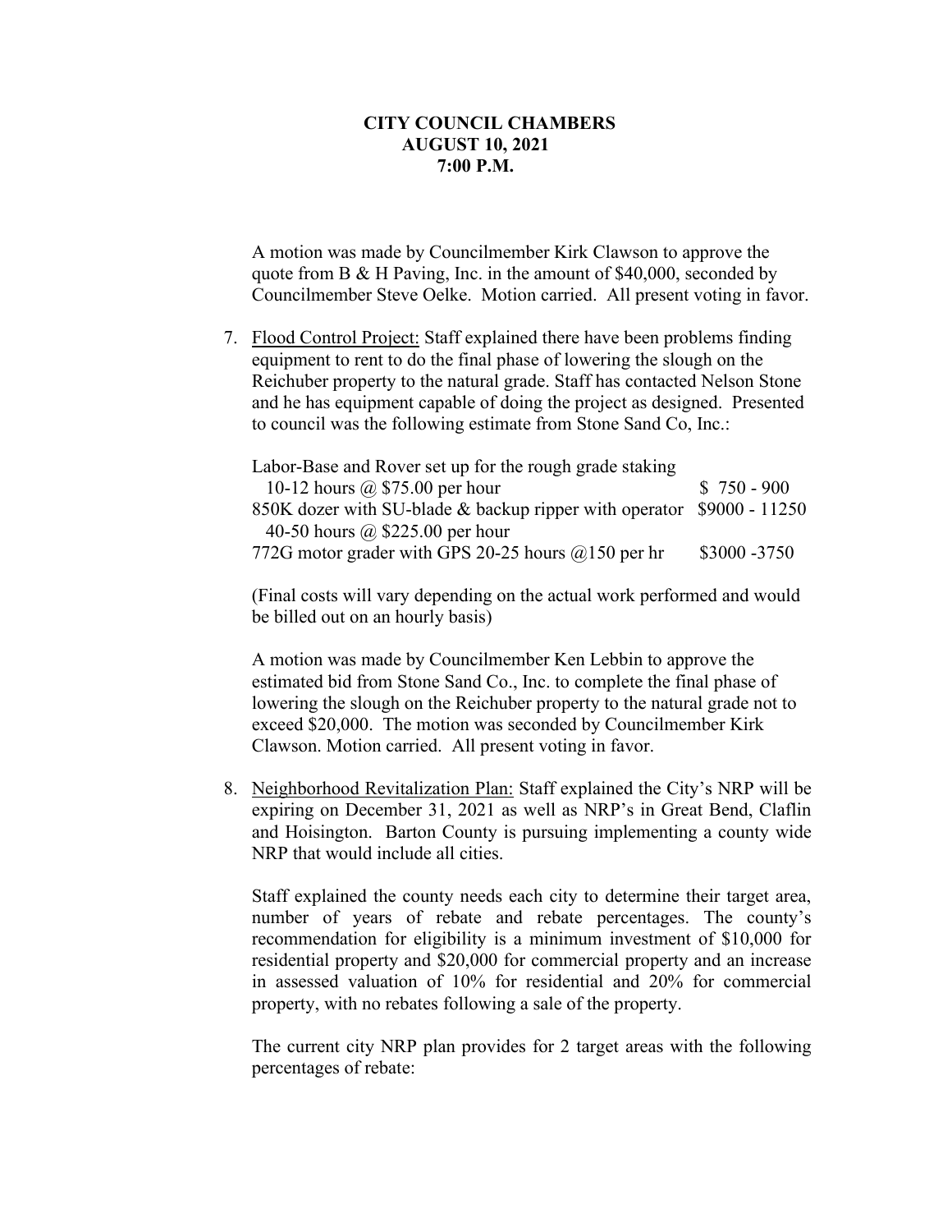**CITY COUNCIL CHAMBERS**
**AUGUST 10, 2021**
**7:00 P.M.**

A motion was made by Councilmember Kirk Clawson to approve the quote from B & H Paving, Inc. in the amount of $40,000, seconded by Councilmember Steve Oelke. Motion carried. All present voting in favor.

7. Flood Control Project: Staff explained there have been problems finding equipment to rent to do the final phase of lowering the slough on the Reichuber property to the natural grade. Staff has contacted Nelson Stone and he has equipment capable of doing the project as designed. Presented to council was the following estimate from Stone Sand Co, Inc.:

   | | |
   |---|---|
   | Labor-Base and Rover set up for the rough grade staking 10-12 hours @ $75.00 per hour | $ 750 - 900 |
   | 850K dozer with SU-blade & backup ripper with operator 40-50 hours @ $225.00 per hour | $9000 - 11250 |
   | 772G motor grader with GPS 20-25 hours @150 per hr | $3000 -3750 |

   (Final costs will vary depending on the actual work performed and would be billed out on an hourly basis)

   A motion was made by Councilmember Ken Lebbin to approve the estimated bid from Stone Sand Co., Inc. to complete the final phase of lowering the slough on the Reichuber property to the natural grade not to exceed $20,000. The motion was seconded by Councilmember Kirk Clawson. Motion carried. All present voting in favor.

8. Neighborhood Revitalization Plan: Staff explained the City's NRP will be expiring on December 31, 2021 as well as NRP's in Great Bend, Claflin and Hoisington. Barton County is pursuing implementing a county wide NRP that would include all cities.

   Staff explained the county needs each city to determine their target area, number of years of rebate and rebate percentages. The county's recommendation for eligibility is a minimum investment of $10,000 for residential property and $20,000 for commercial property and an increase in assessed valuation of 10% for residential and 20% for commercial property, with no rebates following a sale of the property.

   The current city NRP plan provides for 2 target areas with the following percentages of rebate: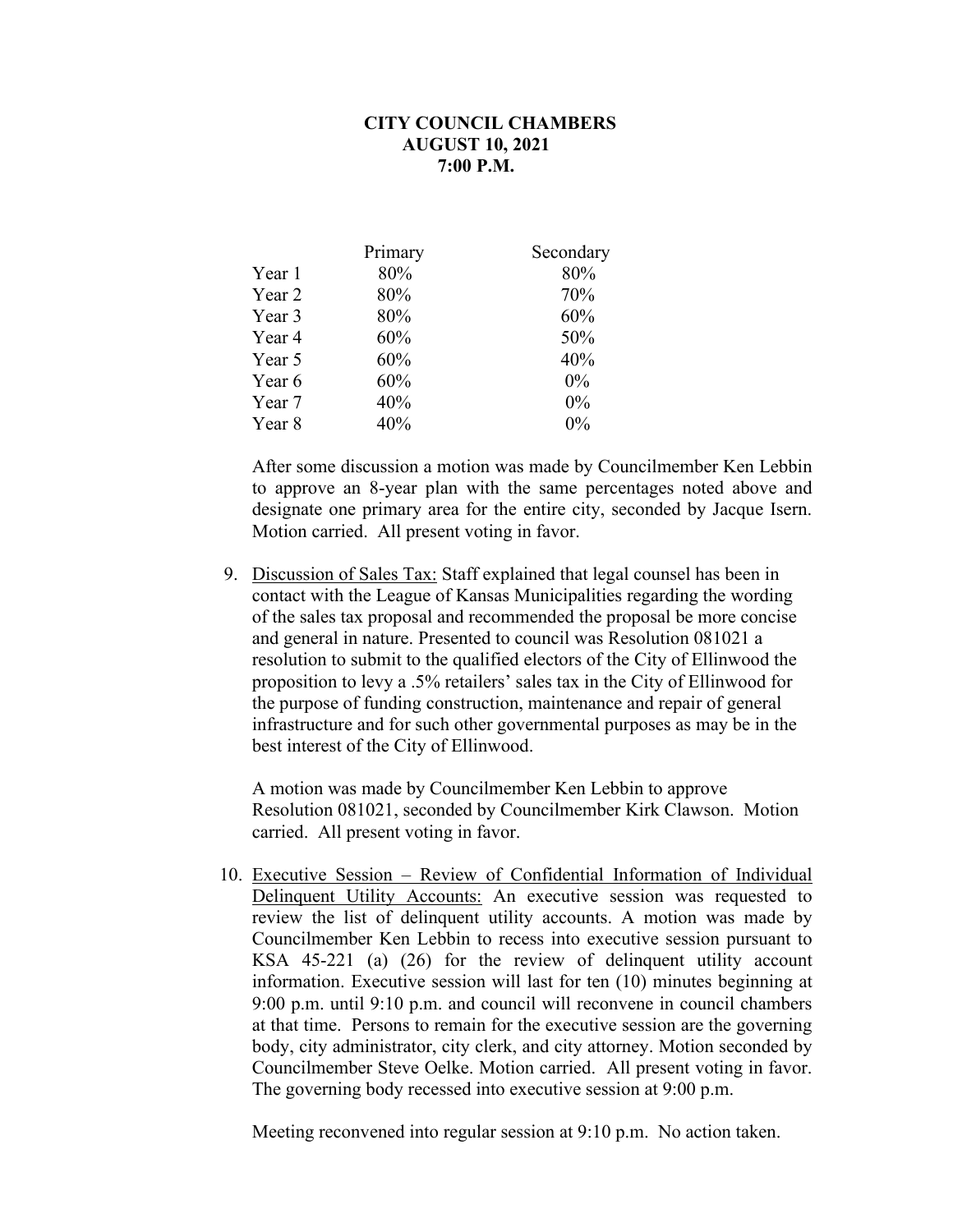**CITY COUNCIL CHAMBERS**
**AUGUST 10, 2021**
**7:00 P.M.**

| | Primary | Secondary |
|---|---|---|
| Year 1 | 80% | 80% |
| Year 2 | 80% | 70% |
| Year 3 | 80% | 60% |
| Year 4 | 60% | 50% |
| Year 5 | 60% | 40% |
| Year 6 | 60% | 0% |
| Year 7 | 40% | 0% |
| Year 8 | 40% | 0% |

After some discussion a motion was made by Councilmember Ken Lebbin to approve an 8-year plan with the same percentages noted above and designate one primary area for the entire city, seconded by Jacque Isern. Motion carried. All present voting in favor.

9. Discussion of Sales Tax: Staff explained that legal counsel has been in contact with the League of Kansas Municipalities regarding the wording of the sales tax proposal and recommended the proposal be more concise and general in nature. Presented to council was Resolution 081021 a resolution to submit to the qualified electors of the City of Ellinwood the proposition to levy a .5% retailers' sales tax in the City of Ellinwood for the purpose of funding construction, maintenance and repair of general infrastructure and for such other governmental purposes as may be in the best interest of the City of Ellinwood.

   A motion was made by Councilmember Ken Lebbin to approve Resolution 081021, seconded by Councilmember Kirk Clawson. Motion carried. All present voting in favor.

10. Executive Session – Review of Confidential Information of Individual Delinquent Utility Accounts: An executive session was requested to review the list of delinquent utility accounts. A motion was made by Councilmember Ken Lebbin to recess into executive session pursuant to KSA 45-221 (a) (26) for the review of delinquent utility account information. Executive session will last for ten (10) minutes beginning at 9:00 p.m. until 9:10 p.m. and council will reconvene in council chambers at that time. Persons to remain for the executive session are the governing body, city administrator, city clerk, and city attorney. Motion seconded by Councilmember Steve Oelke. Motion carried. All present voting in favor. The governing body recessed into executive session at 9:00 p.m.

    Meeting reconvened into regular session at 9:10 p.m. No action taken.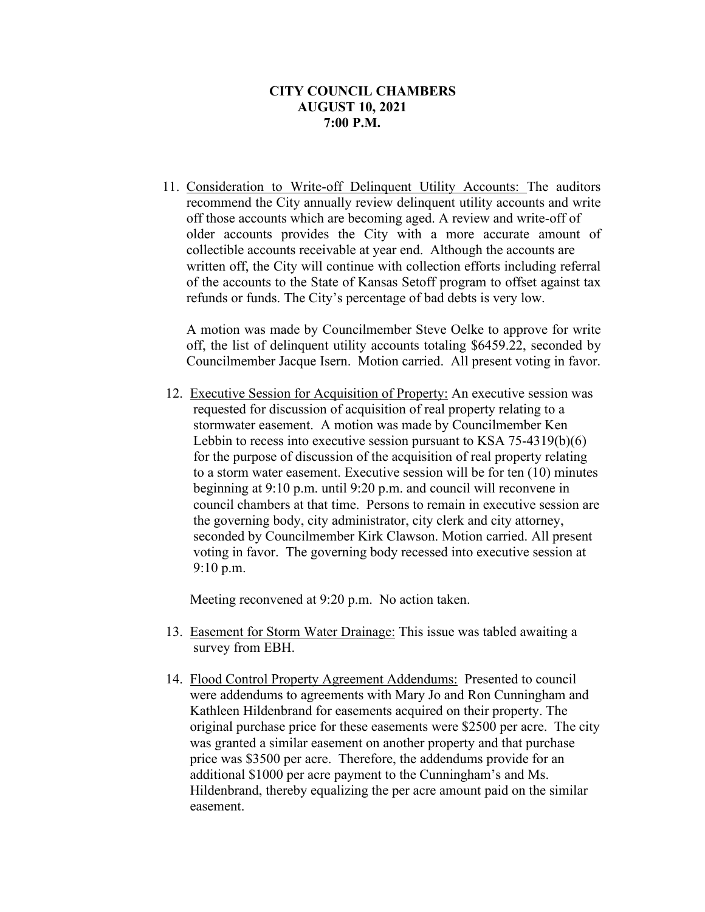**CITY COUNCIL CHAMBERS**
**AUGUST 10, 2021**
**7:00 P.M.**

11. Consideration to Write-off Delinquent Utility Accounts: The auditors recommend the City annually review delinquent utility accounts and write off those accounts which are becoming aged. A review and write-off of older accounts provides the City with a more accurate amount of collectible accounts receivable at year end. Although the accounts are written off, the City will continue with collection efforts including referral of the accounts to the State of Kansas Setoff program to offset against tax refunds or funds. The City's percentage of bad debts is very low.

    A motion was made by Councilmember Steve Oelke to approve for write off, the list of delinquent utility accounts totaling $6459.22, seconded by Councilmember Jacque Isern. Motion carried. All present voting in favor.

12. Executive Session for Acquisition of Property: An executive session was requested for discussion of acquisition of real property relating to a stormwater easement. A motion was made by Councilmember Ken Lebbin to recess into executive session pursuant to KSA 75-4319(b)(6) for the purpose of discussion of the acquisition of real property relating to a storm water easement. Executive session will be for ten (10) minutes beginning at 9:10 p.m. until 9:20 p.m. and council will reconvene in council chambers at that time. Persons to remain in executive session are the governing body, city administrator, city clerk and city attorney, seconded by Councilmember Kirk Clawson. Motion carried. All present voting in favor. The governing body recessed into executive session at 9:10 p.m.

    Meeting reconvened at 9:20 p.m. No action taken.

13. Easement for Storm Water Drainage: This issue was tabled awaiting a survey from EBH.

14. Flood Control Property Agreement Addendums: Presented to council were addendums to agreements with Mary Jo and Ron Cunningham and Kathleen Hildenbrand for easements acquired on their property. The original purchase price for these easements were $2500 per acre. The city was granted a similar easement on another property and that purchase price was $3500 per acre. Therefore, the addendums provide for an additional $1000 per acre payment to the Cunningham's and Ms. Hildenbrand, thereby equalizing the per acre amount paid on the similar easement.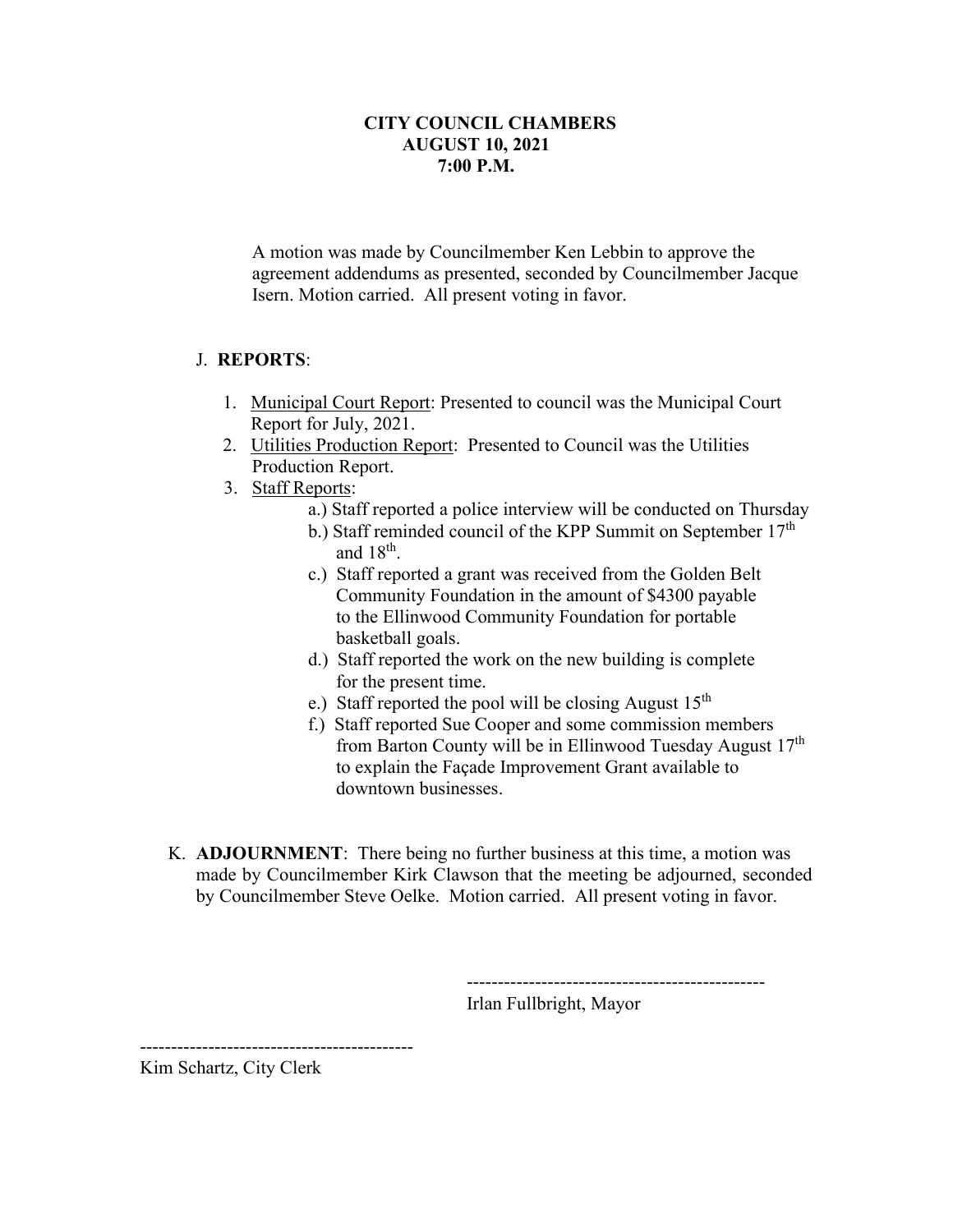**CITY COUNCIL CHAMBERS**
**AUGUST 10, 2021**
**7:00 P.M.**

A motion was made by Councilmember Ken Lebbin to approve the agreement addendums as presented, seconded by Councilmember Jacque Isern. Motion carried. All present voting in favor.

J. **REPORTS**:

1. Municipal Court Report: Presented to council was the Municipal Court Report for July, 2021.
2. Utilities Production Report: Presented to Council was the Utilities Production Report.
3. Staff Reports:
    a.) Staff reported a police interview will be conducted on Thursday
    b.) Staff reminded council of the KPP Summit on September 17th and 18th.
    c.) Staff reported a grant was received from the Golden Belt Community Foundation in the amount of $4300 payable to the Ellinwood Community Foundation for portable basketball goals.
    d.) Staff reported the work on the new building is complete for the present time.
    e.) Staff reported the pool will be closing August 15th
    f.) Staff reported Sue Cooper and some commission members from Barton County will be in Ellinwood Tuesday August 17th to explain the Façade Improvement Grant available to downtown businesses.

K. **ADJOURNMENT**: There being no further business at this time, a motion was made by Councilmember Kirk Clawson that the meeting be adjourned, seconded by Councilmember Steve Oelke. Motion carried. All present voting in favor.

------------------------------------------------
Irlan Fullbright, Mayor

--------------------------------------------
Kim Schartz, City Clerk